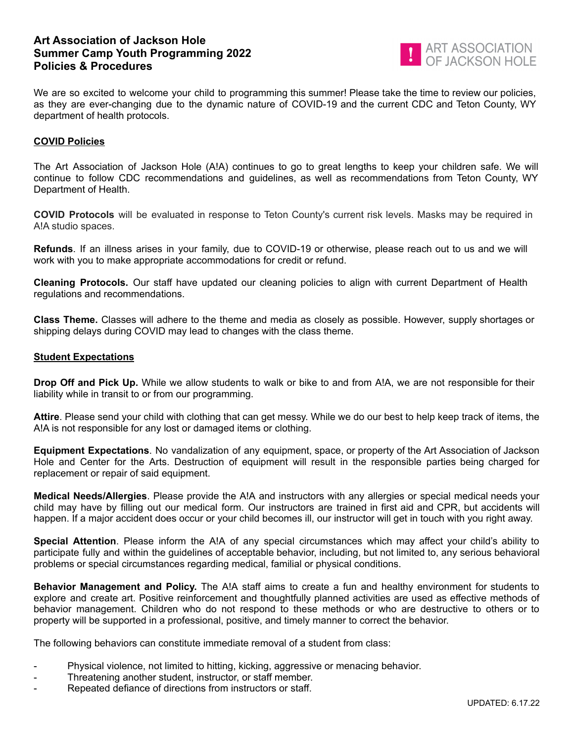# Art Association of Jackson Hole
# Summer Camp Youth Programming 2022
# Policies & Procedures

ART ASSOCIATION OF JACKSON HOLE

We are so excited to welcome your child to programming this summer! Please take the time to review our policies, as they are ever-changing due to the dynamic nature of COVID-19 and the current CDC and Teton County, WY department of health protocols.

## COVID Policies

The Art Association of Jackson Hole (A!A) continues to go to great lengths to keep your children safe. We will continue to follow CDC recommendations and guidelines, as well as recommendations from Teton County, WY Department of Health.

**COVID Protocols** will be evaluated in response to Teton County's current risk levels. Masks may be required in A!A studio spaces.

**Refunds**. If an illness arises in your family, due to COVID-19 or otherwise, please reach out to us and we will work with you to make appropriate accommodations for credit or refund.

**Cleaning Protocols.** Our staff have updated our cleaning policies to align with current Department of Health regulations and recommendations.

**Class Theme.** Classes will adhere to the theme and media as closely as possible. However, supply shortages or shipping delays during COVID may lead to changes with the class theme.

## Student Expectations

**Drop Off and Pick Up.** While we allow students to walk or bike to and from A!A, we are not responsible for their liability while in transit to or from our programming.

**Attire**. Please send your child with clothing that can get messy. While we do our best to help keep track of items, the A!A is not responsible for any lost or damaged items or clothing.

**Equipment Expectations**. No vandalization of any equipment, space, or property of the Art Association of Jackson Hole and Center for the Arts. Destruction of equipment will result in the responsible parties being charged for replacement or repair of said equipment.

**Medical Needs/Allergies**. Please provide the A!A and instructors with any allergies or special medical needs your child may have by filling out our medical form. Our instructors are trained in first aid and CPR, but accidents will happen. If a major accident does occur or your child becomes ill, our instructor will get in touch with you right away.

**Special Attention**. Please inform the A!A of any special circumstances which may affect your child's ability to participate fully and within the guidelines of acceptable behavior, including, but not limited to, any serious behavioral problems or special circumstances regarding medical, familial or physical conditions.

**Behavior Management and Policy.** The A!A staff aims to create a fun and healthy environment for students to explore and create art. Positive reinforcement and thoughtfully planned activities are used as effective methods of behavior management. Children who do not respond to these methods or who are destructive to others or to property will be supported in a professional, positive, and timely manner to correct the behavior.

The following behaviors can constitute immediate removal of a student from class:

- Physical violence, not limited to hitting, kicking, aggressive or menacing behavior.
- Threatening another student, instructor, or staff member.
- Repeated defiance of directions from instructors or staff.

UPDATED: 6.17.22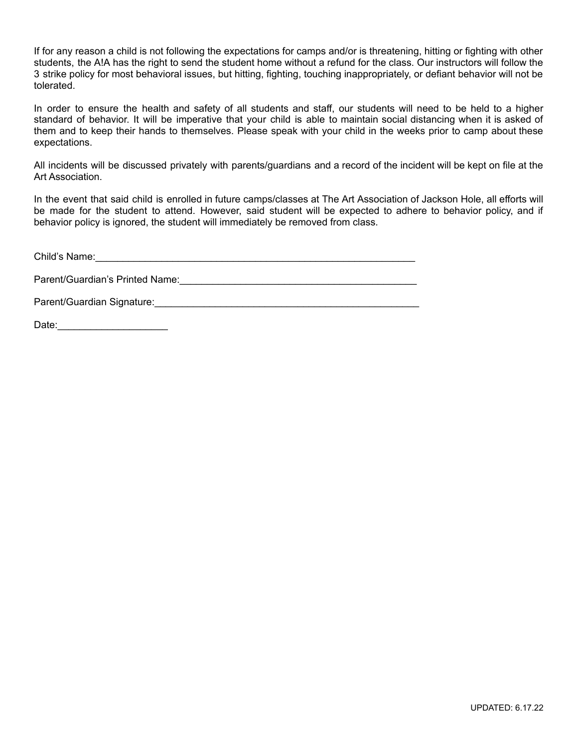If for any reason a child is not following the expectations for camps and/or is threatening, hitting or fighting with other students, the A!A has the right to send the student home without a refund for the class. Our instructors will follow the 3 strike policy for most behavioral issues, but hitting, fighting, touching inappropriately, or defiant behavior will not be tolerated.

In order to ensure the health and safety of all students and staff, our students will need to be held to a higher standard of behavior. It will be imperative that your child is able to maintain social distancing when it is asked of them and to keep their hands to themselves. Please speak with your child in the weeks prior to camp about these expectations.

All incidents will be discussed privately with parents/guardians and a record of the incident will be kept on file at the Art Association.

In the event that said child is enrolled in future camps/classes at The Art Association of Jackson Hole, all efforts will be made for the student to attend. However, said student will be expected to adhere to behavior policy, and if behavior policy is ignored, the student will immediately be removed from class.

Child's Name:_____________________________________________________________

Parent/Guardian's Printed Name:____________________________________________

Parent/Guardian Signature:________________________________________________

Date:____________________

UPDATED: 6.17.22